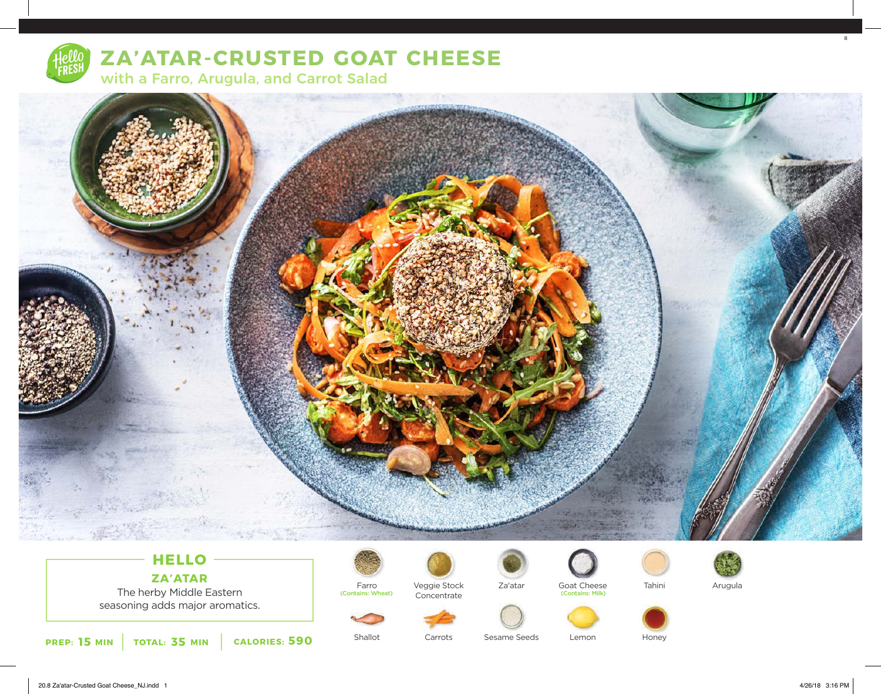# ZA'ATAR-CRUSTED GOAT CHEESE

## with a Farro, Arugula, and Carrot Salad

### HELLO ZA'ATAR

The herby Middle Eastern seasoning adds major aromatics.

**PREP: 15 MIN** | **TOTAL: 35 MIN** | **CALORIES: 590**

- Farro (Contains: Wheat)
- Veggie Stock Concentrate
- Za'atar
- Goat Cheese (Contains: Milk)
- Tahini
- Arugula
- Shallot
- Carrots
- Sesame Seeds
- Lemon
- Honey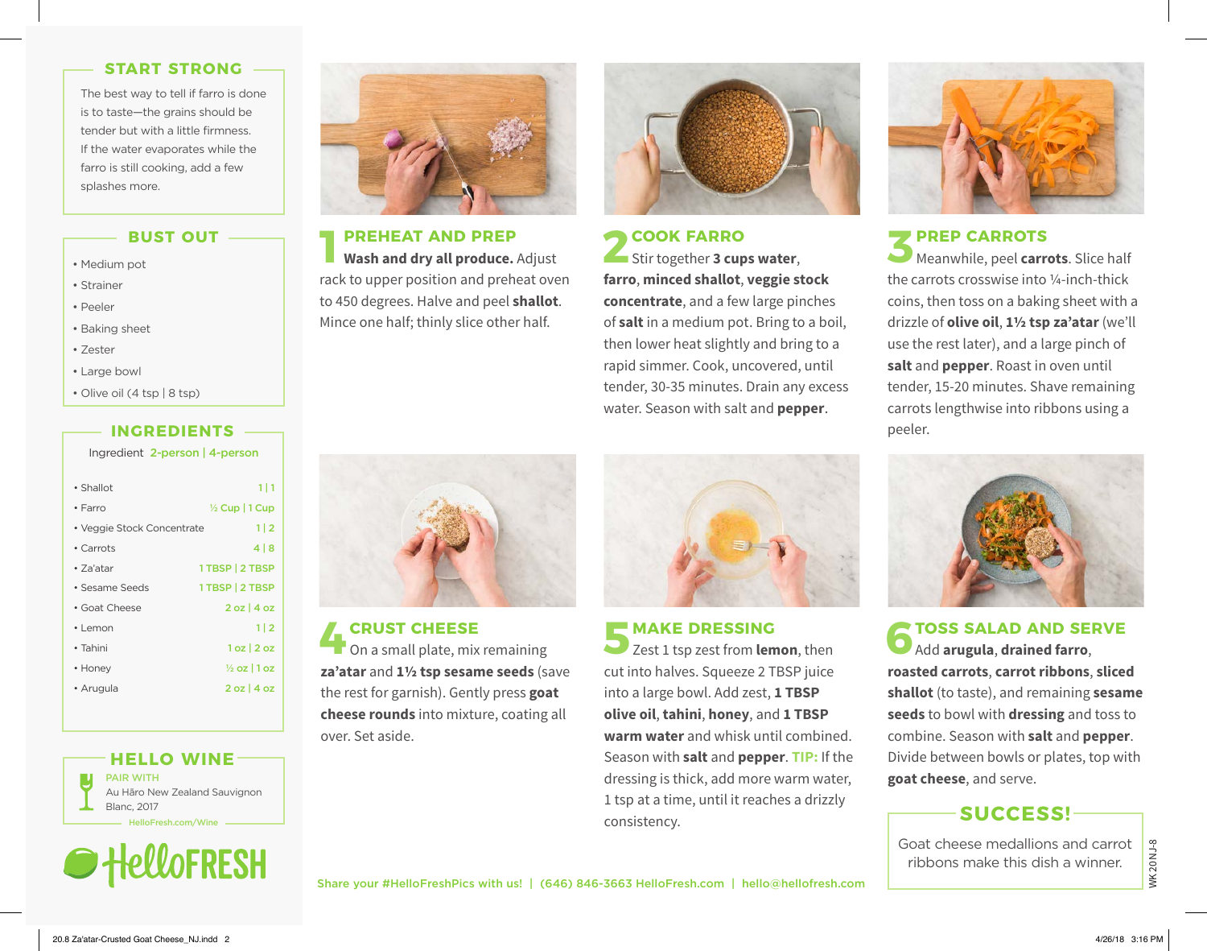## START STRONG

The best way to tell if farro is done is to taste—the grains should be tender but with a little firmness. If the water evaporates while the farro is still cooking, add a few splashes more.

## BUST OUT

- Medium pot
- Strainer
- Peeler
- Baking sheet
- Zester
- Large bowl
- Olive oil (4 tsp | 8 tsp)

## INGREDIENTS

| Ingredient | 2-person \| 4-person |
|---|---|
| Shallot | 1 \| 1 |
| Farro | ½ Cup \| 1 Cup |
| Veggie Stock Concentrate | 1 \| 2 |
| Carrots | 4 \| 8 |
| Za'atar | 1 TBSP \| 2 TBSP |
| Sesame Seeds | 1 TBSP \| 2 TBSP |
| Goat Cheese | 2 oz \| 4 oz |
| Lemon | 1 \| 2 |
| Tahini | 1 oz \| 2 oz |
| Honey | ½ oz \| 1 oz |
| Arugula | 2 oz \| 4 oz |

## HELLO WINE

PAIR WITH
Au Hāro New Zealand Sauvignon Blanc, 2017

HelloFresh.com/Wine

## 1 PREHEAT AND PREP

**Wash and dry all produce.** Adjust rack to upper position and preheat oven to 450 degrees. Halve and peel **shallot**. Mince one half; thinly slice other half.

## 2 COOK FARRO

Stir together **3 cups water**, **farro**, **minced shallot**, **veggie stock concentrate**, and a few large pinches of **salt** in a medium pot. Bring to a boil, then lower heat slightly and bring to a rapid simmer. Cook, uncovered, until tender, 30-35 minutes. Drain any excess water. Season with salt and **pepper**.

## 3 PREP CARROTS

Meanwhile, peel **carrots**. Slice half the carrots crosswise into ¼-inch-thick coins, then toss on a baking sheet with a drizzle of **olive oil**, **1½ tsp za'atar** (we'll use the rest later), and a large pinch of **salt** and **pepper**. Roast in oven until tender, 15-20 minutes. Shave remaining carrots lengthwise into ribbons using a peeler.

## 4 CRUST CHEESE

On a small plate, mix remaining **za'atar** and **1½ tsp sesame seeds** (save the rest for garnish). Gently press **goat cheese rounds** into mixture, coating all over. Set aside.

## 5 MAKE DRESSING

Zest 1 tsp zest from **lemon**, then cut into halves. Squeeze 2 TBSP juice into a large bowl. Add zest, **1 TBSP olive oil**, **tahini**, **honey**, and **1 TBSP warm water** and whisk until combined. Season with **salt** and **pepper**. **TIP:** If the dressing is thick, add more warm water, 1 tsp at a time, until it reaches a drizzly consistency.

## 6 TOSS SALAD AND SERVE

Add **arugula**, **drained farro**, **roasted carrots**, **carrot ribbons**, **sliced shallot** (to taste), and remaining **sesame seeds** to bowl with **dressing** and toss to combine. Season with **salt** and **pepper**. Divide between bowls or plates, top with **goat cheese**, and serve.

## SUCCESS!

Goat cheese medallions and carrot ribbons make this dish a winner.

Share your #HelloFreshPics with us! | (646) 846-3663 HelloFresh.com | hello@hellofresh.com

WK20NJ-8